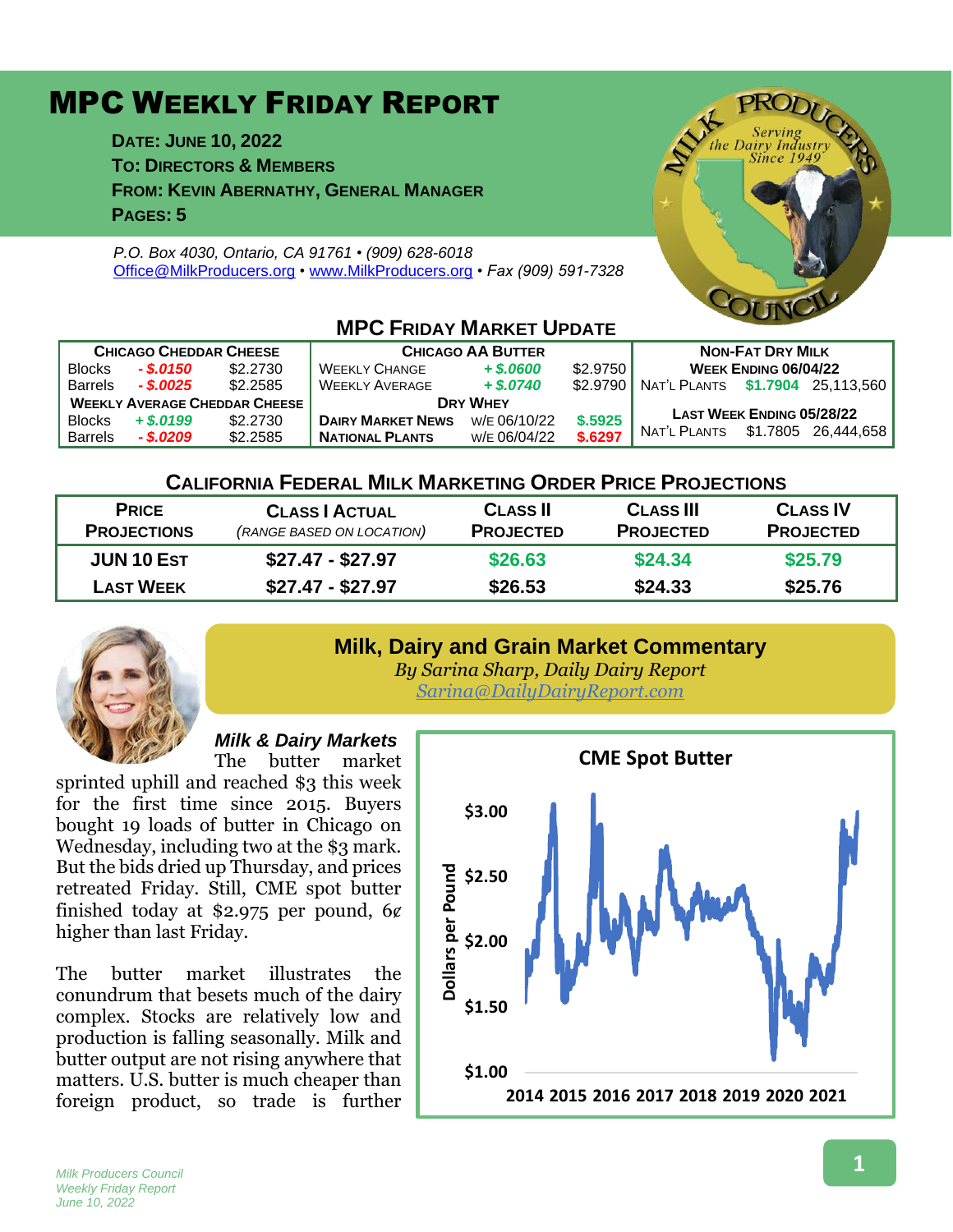# MPC Weekly Friday Report

**Date: June 10, 2022**
**To: Directors & Members**
**From: Kevin Abernathy, General Manager**
**Pages: 5**

*P.O. Box 4030, Ontario, CA 91761 • (909) 628-6018*
*Office@MilkProducers.org • www.MilkProducers.org • Fax (909) 591-7328*

## MPC Friday Market Update

| Chicago Cheddar Cheese | | | Chicago AA Butter | | | Non-Fat Dry Milk | | |
|---|---|---|---|---|---|---|---|---|
| Blocks | - $.0150 | $2.2730 | Weekly Change | + $.0600 | $2.9750 | Week Ending 06/04/22 | | |
| Barrels | - $.0025 | $2.2585 | Weekly Average | + $.0740 | $2.9790 | Nat'l Plants | $1.7904 | 25,113,560 |
| Weekly Average Cheddar Cheese | | | Dry Whey | | | Last Week Ending 05/28/22 | | |
| Blocks | + $.0199 | $2.2730 | Dairy Market News | w/e 06/10/22 | $.5925 | Nat'l Plants | $1.7805 | 26,444,658 |
| Barrels | - $.0209 | $2.2585 | National Plants | w/e 06/04/22 | $.6297 | | | |

## California Federal Milk Marketing Order Price Projections

| Price Projections | Class I Actual (range based on location) | Class II Projected | Class III Projected | Class IV Projected |
|---|---|---|---|---|
| JUN 10 Est | $27.47 - $27.97 | $26.63 | $24.34 | $25.79 |
| Last Week | $27.47 - $27.97 | $26.53 | $24.33 | $25.76 |

## Milk, Dairy and Grain Market Commentary

*By Sarina Sharp, Daily Dairy Report*
*Sarina@DailyDairyReport.com*

### *Milk & Dairy Markets*

The butter market sprinted uphill and reached $3 this week for the first time since 2015. Buyers bought 19 loads of butter in Chicago on Wednesday, including two at the $3 mark. But the bids dried up Thursday, and prices retreated Friday. Still, CME spot butter finished today at $2.975 per pound, 6¢ higher than last Friday.

The butter market illustrates the conundrum that besets much of the dairy complex. Stocks are relatively low and production is falling seasonally. Milk and butter output are not rising anywhere that matters. U.S. butter is much cheaper than foreign product, so trade is further

**CME Spot Butter**

Dollars per Pound: $1.00 – $3.00; 2014 2015 2016 2017 2018 2019 2020 2021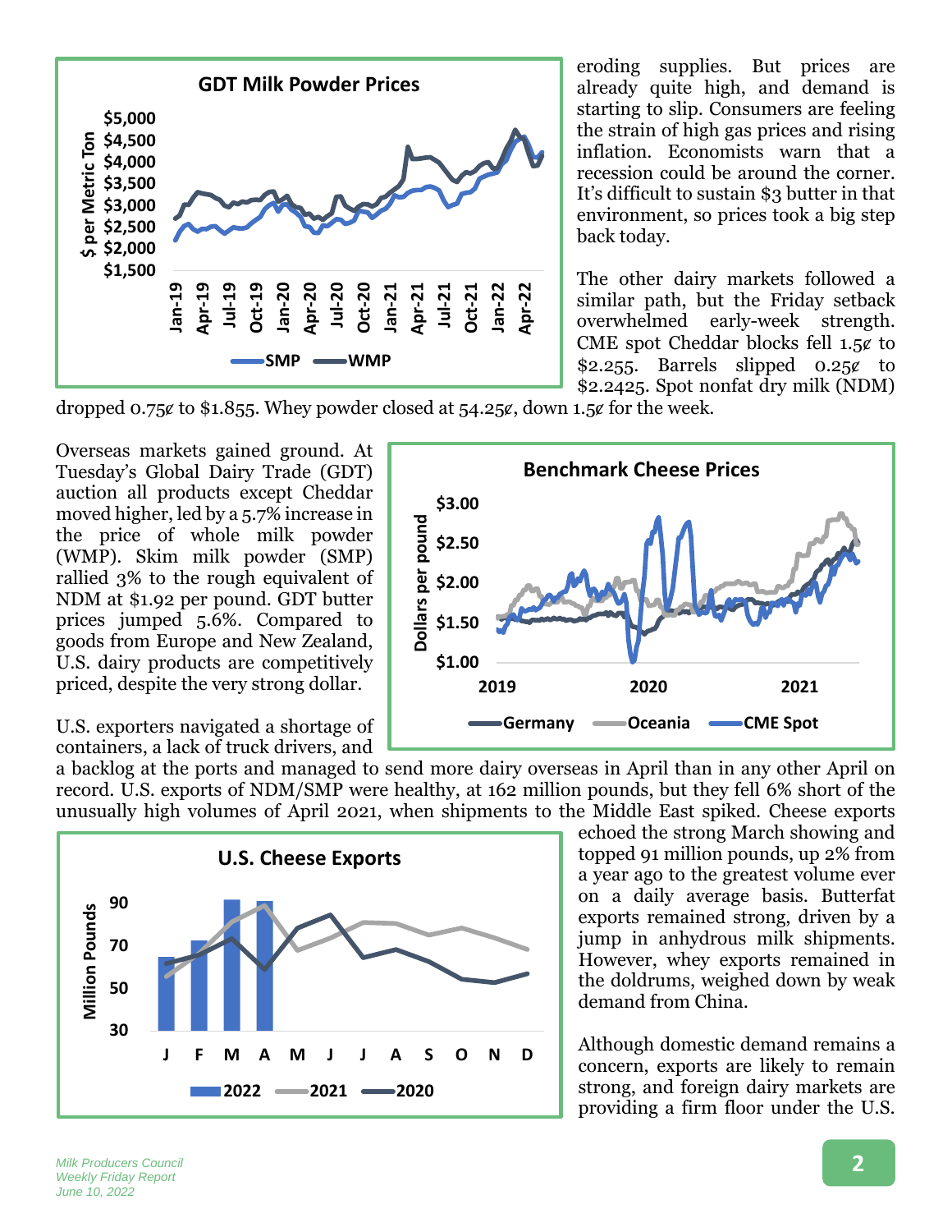eroding supplies. But prices are already quite high, and demand is starting to slip. Consumers are feeling the strain of high gas prices and rising inflation. Economists warn that a recession could be around the corner. It's difficult to sustain $3 butter in that environment, so prices took a big step back today.

The other dairy markets followed a similar path, but the Friday setback overwhelmed early-week strength. CME spot Cheddar blocks fell 1.5¢ to $2.255. Barrels slipped 0.25¢ to $2.2425. Spot nonfat dry milk (NDM) dropped 0.75¢ to $1.855. Whey powder closed at 54.25¢, down 1.5¢ for the week.

Overseas markets gained ground. At Tuesday's Global Dairy Trade (GDT) auction all products except Cheddar moved higher, led by a 5.7% increase in the price of whole milk powder (WMP). Skim milk powder (SMP) rallied 3% to the rough equivalent of NDM at $1.92 per pound. GDT butter prices jumped 5.6%. Compared to goods from Europe and New Zealand, U.S. dairy products are competitively priced, despite the very strong dollar.

U.S. exporters navigated a shortage of containers, a lack of truck drivers, and a backlog at the ports and managed to send more dairy overseas in April than in any other April on record. U.S. exports of NDM/SMP were healthy, at 162 million pounds, but they fell 6% short of the unusually high volumes of April 2021, when shipments to the Middle East spiked. Cheese exports echoed the strong March showing and topped 91 million pounds, up 2% from a year ago to the greatest volume ever on a daily average basis. Butterfat exports remained strong, driven by a jump in anhydrous milk shipments. However, whey exports remained in the doldrums, weighed down by weak demand from China.

Although domestic demand remains a concern, exports are likely to remain strong, and foreign dairy markets are providing a firm floor under the U.S.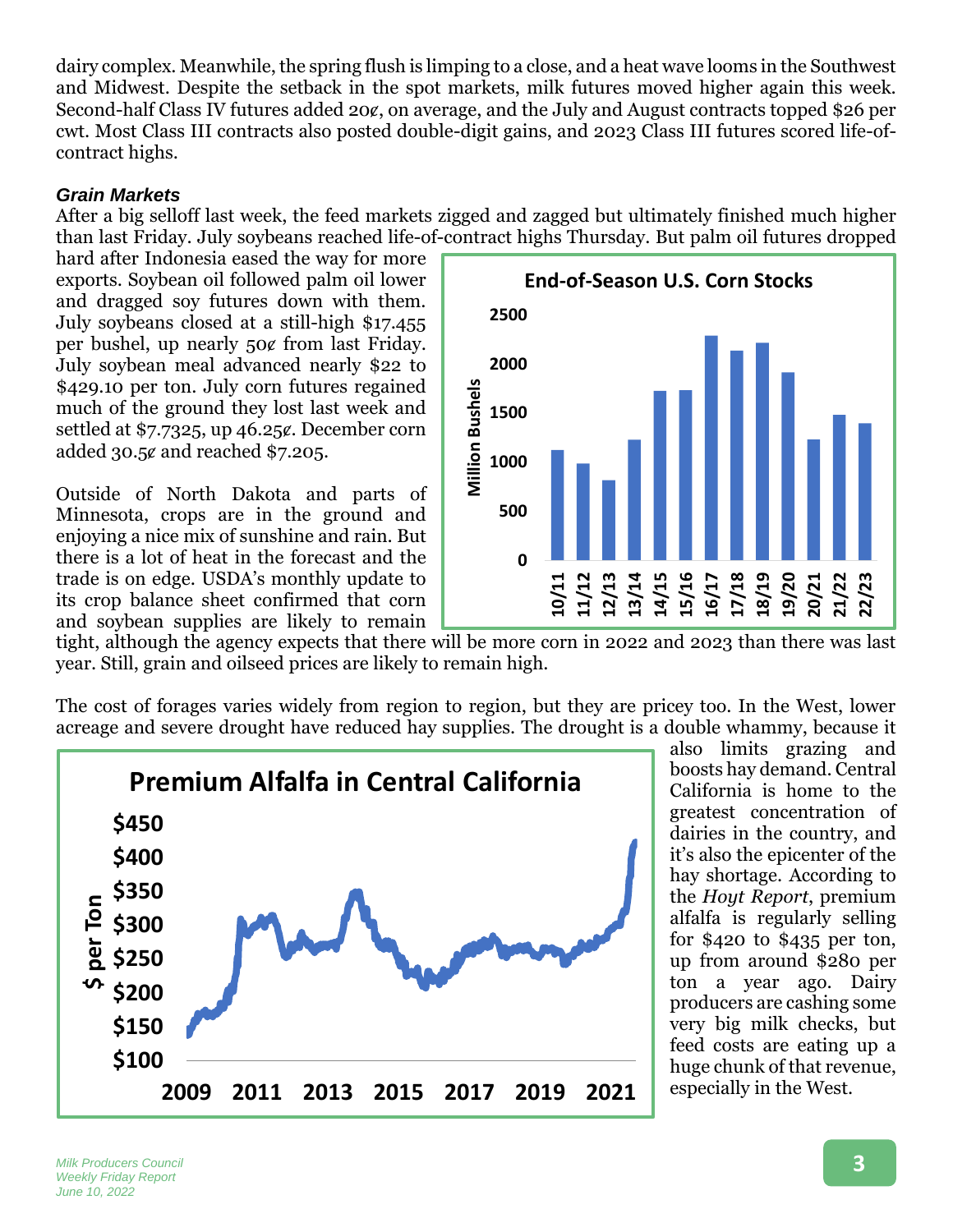dairy complex. Meanwhile, the spring flush is limping to a close, and a heat wave looms in the Southwest and Midwest. Despite the setback in the spot markets, milk futures moved higher again this week. Second-half Class IV futures added 20¢, on average, and the July and August contracts topped $26 per cwt. Most Class III contracts also posted double-digit gains, and 2023 Class III futures scored life-of-contract highs.

***Grain Markets***

After a big selloff last week, the feed markets zigged and zagged but ultimately finished much higher than last Friday. July soybeans reached life-of-contract highs Thursday. But palm oil futures dropped hard after Indonesia eased the way for more exports. Soybean oil followed palm oil lower and dragged soy futures down with them. July soybeans closed at a still-high $17.455 per bushel, up nearly 50¢ from last Friday. July soybean meal advanced nearly $22 to $429.10 per ton. July corn futures regained much of the ground they lost last week and settled at $7.7325, up 46.25¢. December corn added 30.5¢ and reached $7.205.

Outside of North Dakota and parts of Minnesota, crops are in the ground and enjoying a nice mix of sunshine and rain. But there is a lot of heat in the forecast and the trade is on edge. USDA's monthly update to its crop balance sheet confirmed that corn and soybean supplies are likely to remain tight, although the agency expects that there will be more corn in 2022 and 2023 than there was last year. Still, grain and oilseed prices are likely to remain high.

**End-of-Season U.S. Corn Stocks**

The cost of forages varies widely from region to region, but they are pricey too. In the West, lower acreage and severe drought have reduced hay supplies. The drought is a double whammy, because it also limits grazing and boosts hay demand. Central California is home to the greatest concentration of dairies in the country, and it's also the epicenter of the hay shortage. According to the *Hoyt Report*, premium alfalfa is regularly selling for $420 to $435 per ton, up from around $280 per ton a year ago. Dairy producers are cashing some very big milk checks, but feed costs are eating up a huge chunk of that revenue, especially in the West.

**Premium Alfalfa in Central California**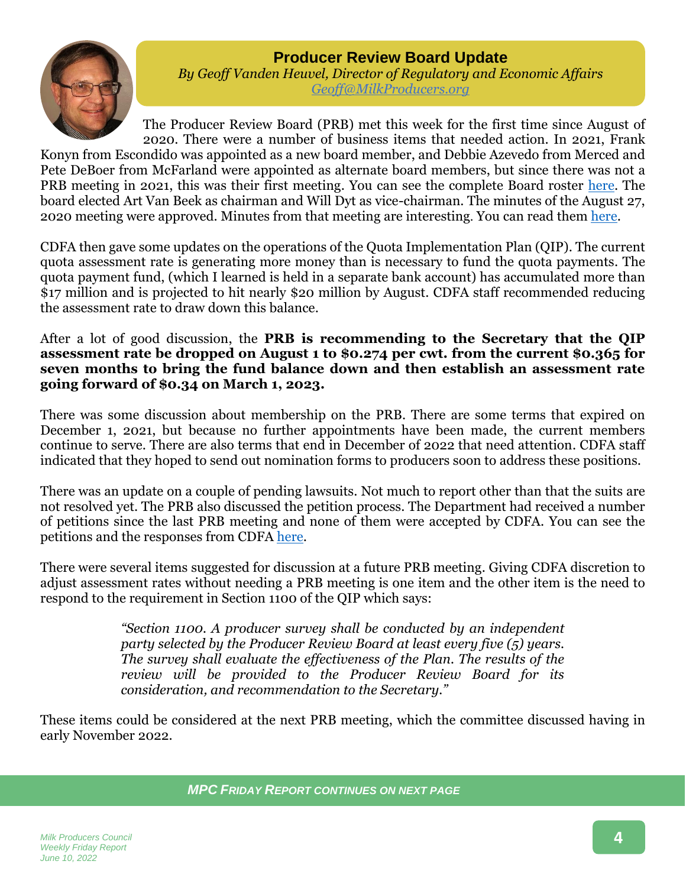## Producer Review Board Update

*By Geoff Vanden Heuvel, Director of Regulatory and Economic Affairs*
*Geoff@MilkProducers.org*

The Producer Review Board (PRB) met this week for the first time since August of 2020. There were a number of business items that needed action. In 2021, Frank Konyn from Escondido was appointed as a new board member, and Debbie Azevedo from Merced and Pete DeBoer from McFarland were appointed as alternate board members, but since there was not a PRB meeting in 2021, this was their first meeting. You can see the complete Board roster here. The board elected Art Van Beek as chairman and Will Dyt as vice-chairman. The minutes of the August 27, 2020 meeting were approved. Minutes from that meeting are interesting. You can read them here.

CDFA then gave some updates on the operations of the Quota Implementation Plan (QIP). The current quota assessment rate is generating more money than is necessary to fund the quota payments. The quota payment fund, (which I learned is held in a separate bank account) has accumulated more than $17 million and is projected to hit nearly $20 million by August. CDFA staff recommended reducing the assessment rate to draw down this balance.

After a lot of good discussion, the **PRB is recommending to the Secretary that the QIP assessment rate be dropped on August 1 to $0.274 per cwt. from the current $0.365 for seven months to bring the fund balance down and then establish an assessment rate going forward of $0.34 on March 1, 2023.**

There was some discussion about membership on the PRB. There are some terms that expired on December 1, 2021, but because no further appointments have been made, the current members continue to serve. There are also terms that end in December of 2022 that need attention. CDFA staff indicated that they hoped to send out nomination forms to producers soon to address these positions.

There was an update on a couple of pending lawsuits. Not much to report other than that the suits are not resolved yet. The PRB also discussed the petition process. The Department had received a number of petitions since the last PRB meeting and none of them were accepted by CDFA. You can see the petitions and the responses from CDFA here.

There were several items suggested for discussion at a future PRB meeting. Giving CDFA discretion to adjust assessment rates without needing a PRB meeting is one item and the other item is the need to respond to the requirement in Section 1100 of the QIP which says:

> *"Section 1100. A producer survey shall be conducted by an independent party selected by the Producer Review Board at least every five (5) years. The survey shall evaluate the effectiveness of the Plan. The results of the review will be provided to the Producer Review Board for its consideration, and recommendation to the Secretary."*

These items could be considered at the next PRB meeting, which the committee discussed having in early November 2022.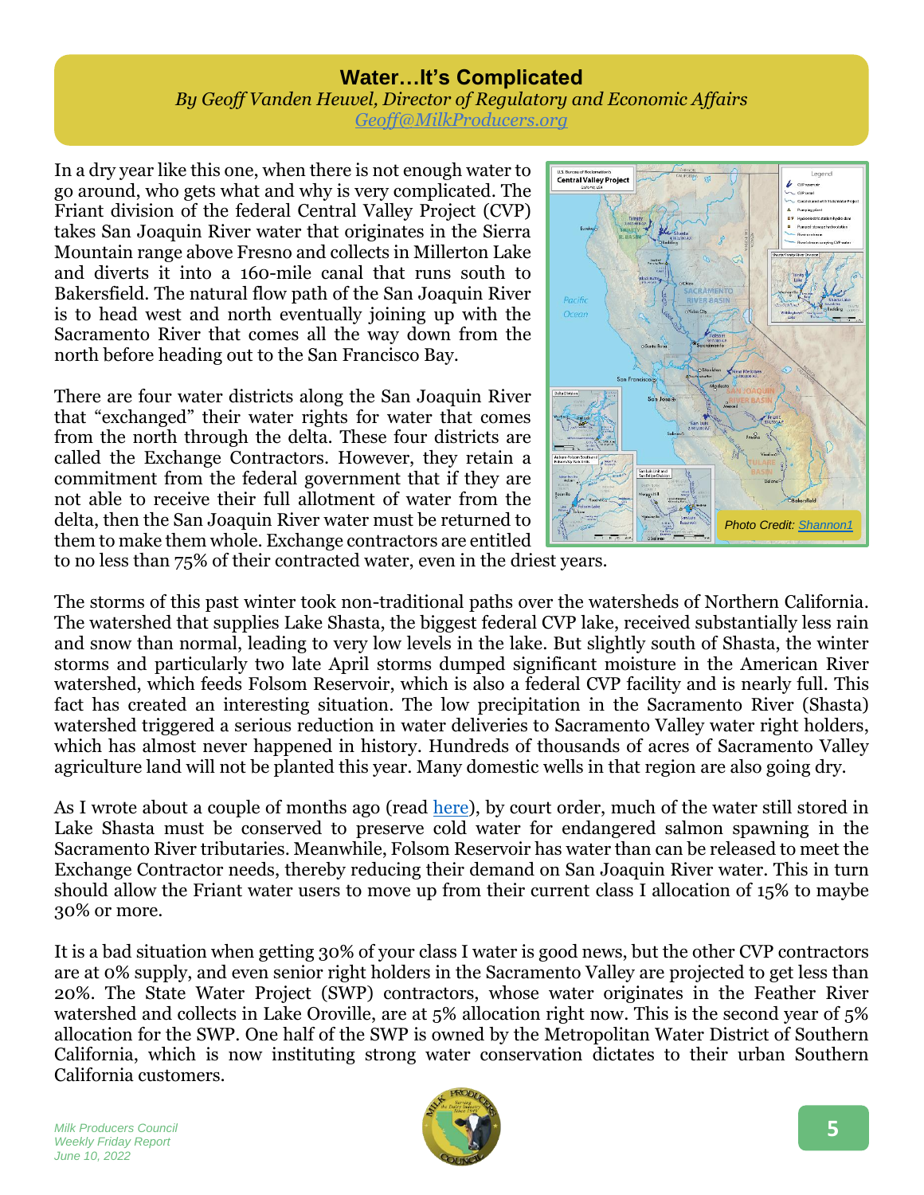## Water…It's Complicated

*By Geoff Vanden Heuvel, Director of Regulatory and Economic Affairs*
*Geoff@MilkProducers.org*

In a dry year like this one, when there is not enough water to go around, who gets what and why is very complicated. The Friant division of the federal Central Valley Project (CVP) takes San Joaquin River water that originates in the Sierra Mountain range above Fresno and collects in Millerton Lake and diverts it into a 160-mile canal that runs south to Bakersfield. The natural flow path of the San Joaquin River is to head west and north eventually joining up with the Sacramento River that comes all the way down from the north before heading out to the San Francisco Bay.

Photo Credit: Shannon1

There are four water districts along the San Joaquin River that "exchanged" their water rights for water that comes from the north through the delta. These four districts are called the Exchange Contractors. However, they retain a commitment from the federal government that if they are not able to receive their full allotment of water from the delta, then the San Joaquin River water must be returned to them to make them whole. Exchange contractors are entitled to no less than 75% of their contracted water, even in the driest years.

The storms of this past winter took non-traditional paths over the watersheds of Northern California. The watershed that supplies Lake Shasta, the biggest federal CVP lake, received substantially less rain and snow than normal, leading to very low levels in the lake. But slightly south of Shasta, the winter storms and particularly two late April storms dumped significant moisture in the American River watershed, which feeds Folsom Reservoir, which is also a federal CVP facility and is nearly full. This fact has created an interesting situation. The low precipitation in the Sacramento River (Shasta) watershed triggered a serious reduction in water deliveries to Sacramento Valley water right holders, which has almost never happened in history. Hundreds of thousands of acres of Sacramento Valley agriculture land will not be planted this year. Many domestic wells in that region are also going dry.

As I wrote about a couple of months ago (read here), by court order, much of the water still stored in Lake Shasta must be conserved to preserve cold water for endangered salmon spawning in the Sacramento River tributaries. Meanwhile, Folsom Reservoir has water than can be released to meet the Exchange Contractor needs, thereby reducing their demand on San Joaquin River water. This in turn should allow the Friant water users to move up from their current class I allocation of 15% to maybe 30% or more.

It is a bad situation when getting 30% of your class I water is good news, but the other CVP contractors are at 0% supply, and even senior right holders in the Sacramento Valley are projected to get less than 20%. The State Water Project (SWP) contractors, whose water originates in the Feather River watershed and collects in Lake Oroville, are at 5% allocation right now. This is the second year of 5% allocation for the SWP. One half of the SWP is owned by the Metropolitan Water District of Southern California, which is now instituting strong water conservation dictates to their urban Southern California customers.